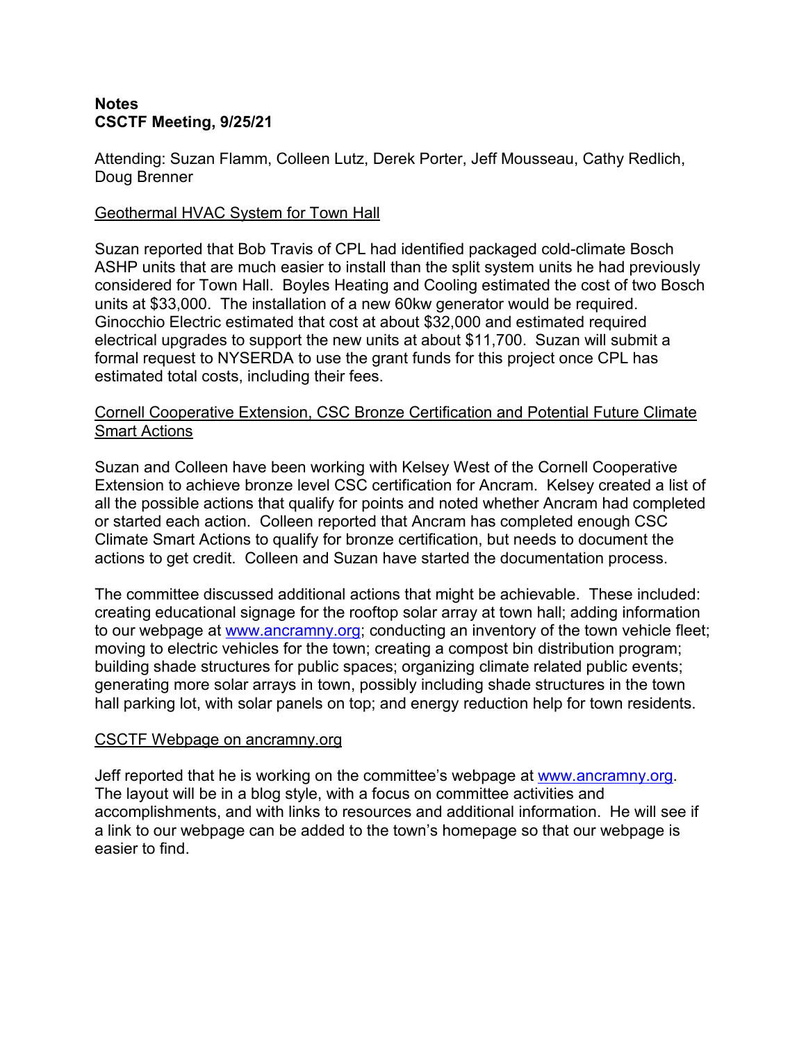**Notes**
**CSCTF Meeting, 9/25/21**

Attending: Suzan Flamm, Colleen Lutz, Derek Porter, Jeff Mousseau, Cathy Redlich, Doug Brenner

<u>Geothermal HVAC System for Town Hall</u>

Suzan reported that Bob Travis of CPL had identified packaged cold-climate Bosch ASHP units that are much easier to install than the split system units he had previously considered for Town Hall. Boyles Heating and Cooling estimated the cost of two Bosch units at $33,000. The installation of a new 60kw generator would be required. Ginocchio Electric estimated that cost at about $32,000 and estimated required electrical upgrades to support the new units at about $11,700. Suzan will submit a formal request to NYSERDA to use the grant funds for this project once CPL has estimated total costs, including their fees.

<u>Cornell Cooperative Extension, CSC Bronze Certification and Potential Future Climate Smart Actions</u>

Suzan and Colleen have been working with Kelsey West of the Cornell Cooperative Extension to achieve bronze level CSC certification for Ancram. Kelsey created a list of all the possible actions that qualify for points and noted whether Ancram had completed or started each action. Colleen reported that Ancram has completed enough CSC Climate Smart Actions to qualify for bronze certification, but needs to document the actions to get credit. Colleen and Suzan have started the documentation process.

The committee discussed additional actions that might be achievable. These included: creating educational signage for the rooftop solar array at town hall; adding information to our webpage at www.ancramny.org; conducting an inventory of the town vehicle fleet; moving to electric vehicles for the town; creating a compost bin distribution program; building shade structures for public spaces; organizing climate related public events; generating more solar arrays in town, possibly including shade structures in the town hall parking lot, with solar panels on top; and energy reduction help for town residents.

<u>CSCTF Webpage on ancramny.org</u>

Jeff reported that he is working on the committee's webpage at www.ancramny.org. The layout will be in a blog style, with a focus on committee activities and accomplishments, and with links to resources and additional information. He will see if a link to our webpage can be added to the town's homepage so that our webpage is easier to find.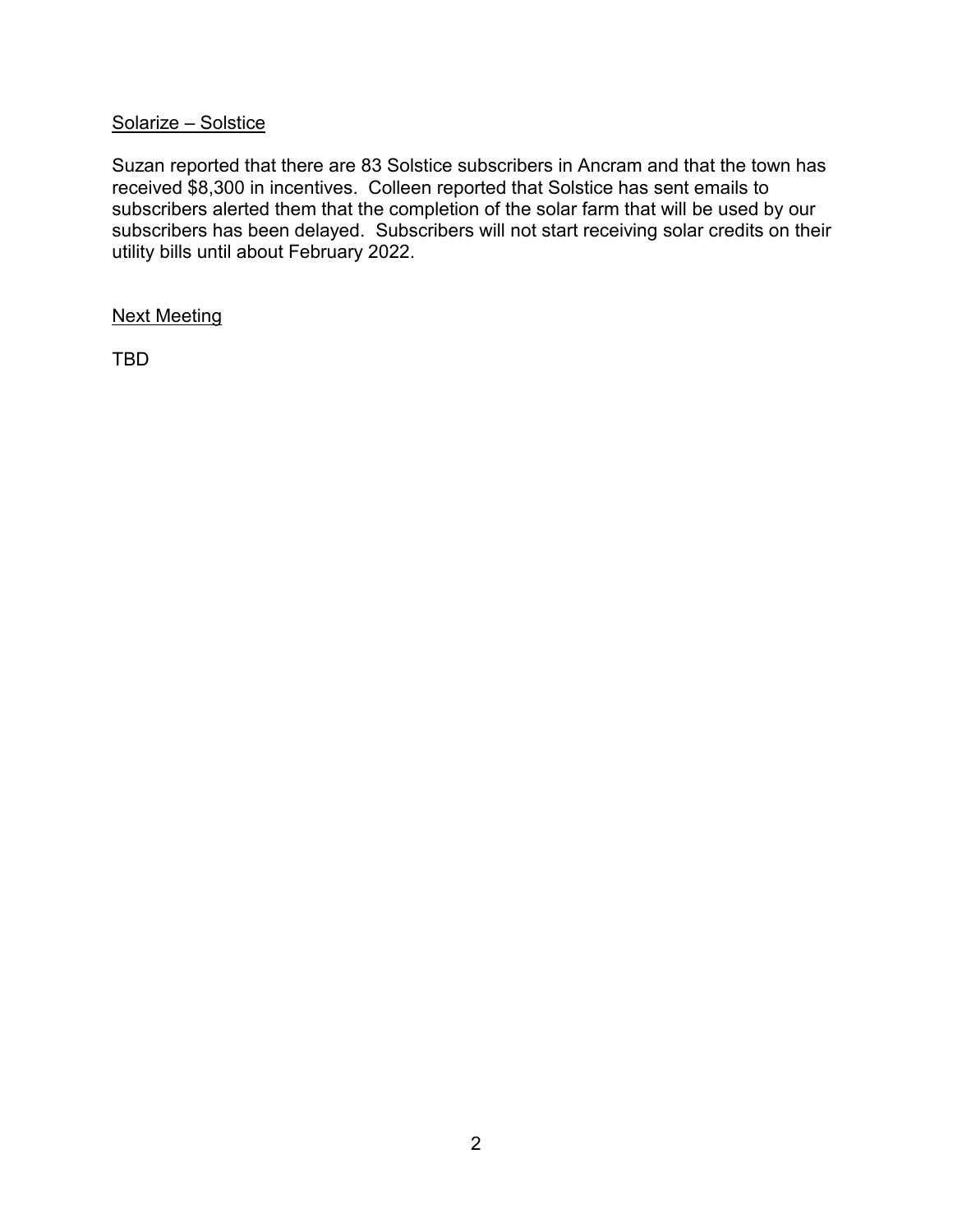## Solarize – Solstice

Suzan reported that there are 83 Solstice subscribers in Ancram and that the town has received $8,300 in incentives. Colleen reported that Solstice has sent emails to subscribers alerted them that the completion of the solar farm that will be used by our subscribers has been delayed. Subscribers will not start receiving solar credits on their utility bills until about February 2022.

## Next Meeting

TBD